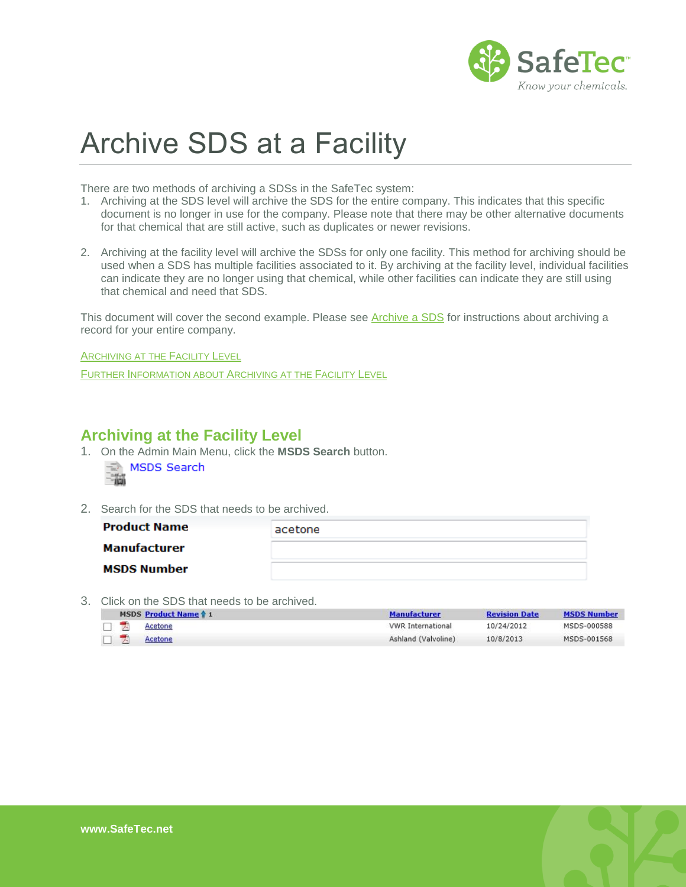# Archive SDS at a Facility

There are two methods of archiving a SDSs in the SafeTec system:

1. Archiving at the SDS level will archive the SDS for the entire company. This indicates that this specific document is no longer in use for the company. Please note that there may be other alternative documents for that chemical that are still active, such as duplicates or newer revisions.

2. Archiving at the facility level will archive the SDSs for only one facility. This method for archiving should be used when a SDS has multiple facilities associated to it. By archiving at the facility level, individual facilities can indicate they are no longer using that chemical, while other facilities can indicate they are still using that chemical and need that SDS.

This document will cover the second example. Please see Archive a SDS for instructions about archiving a record for your entire company.

ARCHIVING AT THE FACILITY LEVEL

FURTHER INFORMATION ABOUT ARCHIVING AT THE FACILITY LEVEL

## Archiving at the Facility Level

1. On the Admin Main Menu, click the **MSDS Search** button.

   MSDS Search

2. Search for the SDS that needs to be archived.

| | |
|---|---|
| **Product Name** | acetone |
| **Manufacturer** | |
| **MSDS Number** | |

3. Click on the SDS that needs to be archived.

| | MSDS | Product Name ↑ 1 | Manufacturer | Revision Date | MSDS Number |
|---|---|---|---|---|---|
| ☐ | | Acetone | VWR International | 10/24/2012 | MSDS-000588 |
| ☐ | | Acetone | Ashland (Valvoline) | 10/8/2013 | MSDS-001568 |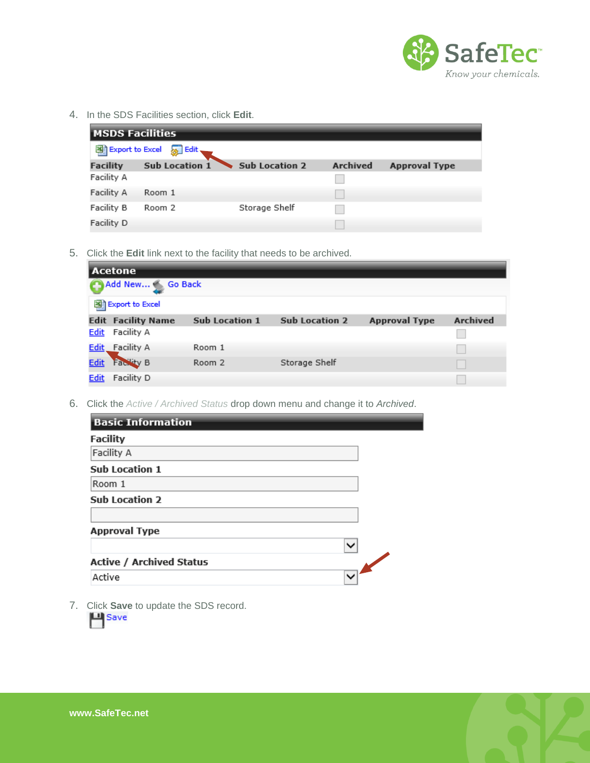4. In the SDS Facilities section, click **Edit**.

**MSDS Facilities**

Export to Excel  Edit

| Facility | Sub Location 1 | Sub Location 2 | Archived | Approval Type |
|---|---|---|---|---|
| Facility A | | | ☐ | |
| Facility A | Room 1 | | ☐ | |
| Facility B | Room 2 | Storage Shelf | ☐ | |
| Facility D | | | ☐ | |

5. Click the **Edit** link next to the facility that needs to be archived.

**Acetone**

Add New... Go Back

Export to Excel

| Edit | Facility Name | Sub Location 1 | Sub Location 2 | Approval Type | Archived |
|---|---|---|---|---|---|
| Edit | Facility A | | | | ☐ |
| Edit | Facility A | Room 1 | | | ☐ |
| Edit | Facility B | Room 2 | Storage Shelf | | ☐ |
| Edit | Facility D | | | | ☐ |

6. Click the *Active / Archived Status* drop down menu and change it to *Archived*.

**Basic Information**

**Facility**

Facility A

**Sub Location 1**

Room 1

**Sub Location 2**

**Approval Type**

**Active / Archived Status**

Active

7. Click **Save** to update the SDS record.

Save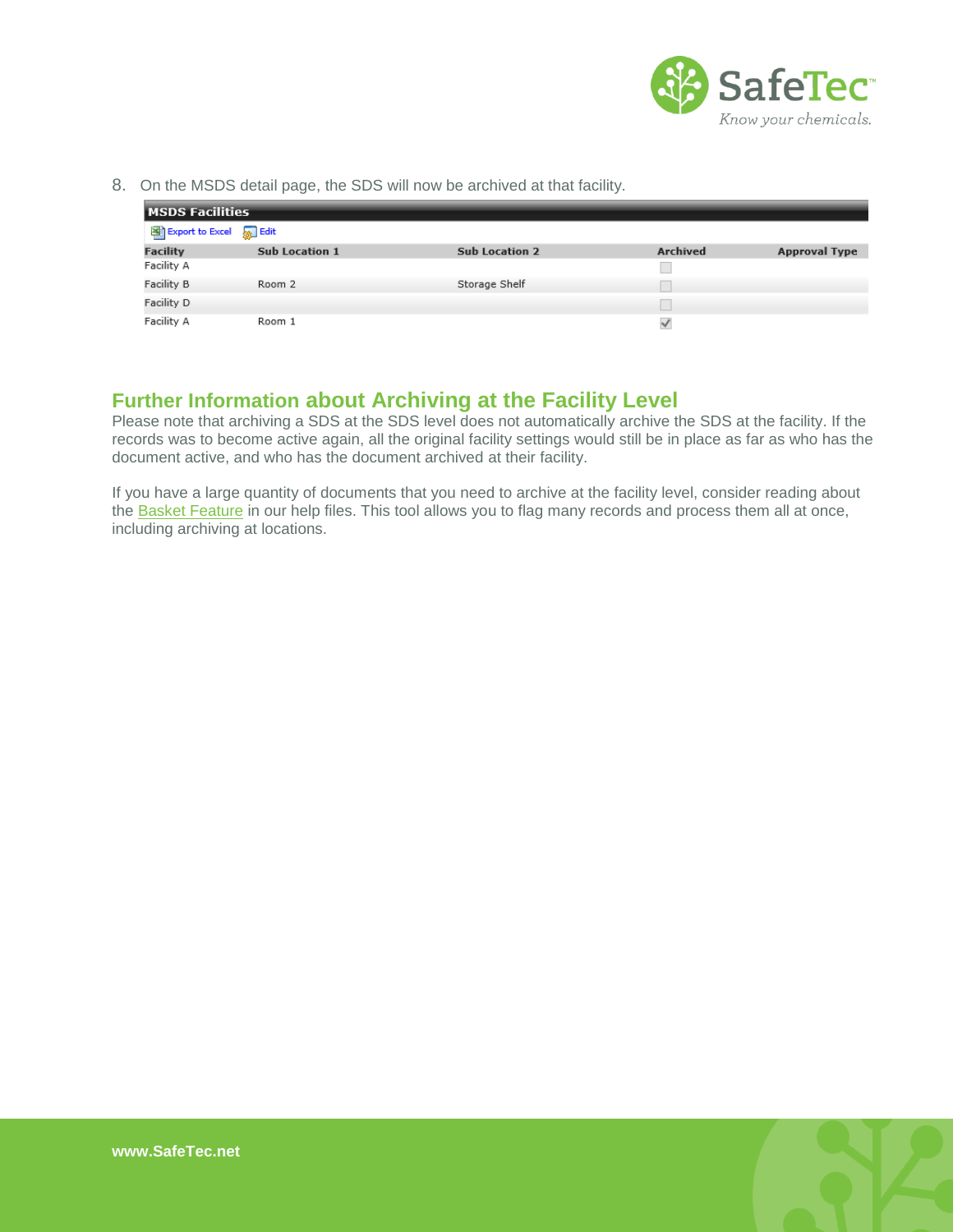8. On the MSDS detail page, the SDS will now be archived at that facility.

**MSDS Facilities**

Export to Excel Edit

| Facility | Sub Location 1 | Sub Location 2 | Archived | Approval Type |
|---|---|---|---|---|
| Facility A | | | ☐ | |
| Facility B | Room 2 | Storage Shelf | ☐ | |
| Facility D | | | ☐ | |
| Facility A | Room 1 | | ☑ | |

## Further Information about Archiving at the Facility Level

Please note that archiving a SDS at the SDS level does not automatically archive the SDS at the facility. If the records was to become active again, all the original facility settings would still be in place as far as who has the document active, and who has the document archived at their facility.

If you have a large quantity of documents that you need to archive at the facility level, consider reading about the Basket Feature in our help files. This tool allows you to flag many records and process them all at once, including archiving at locations.